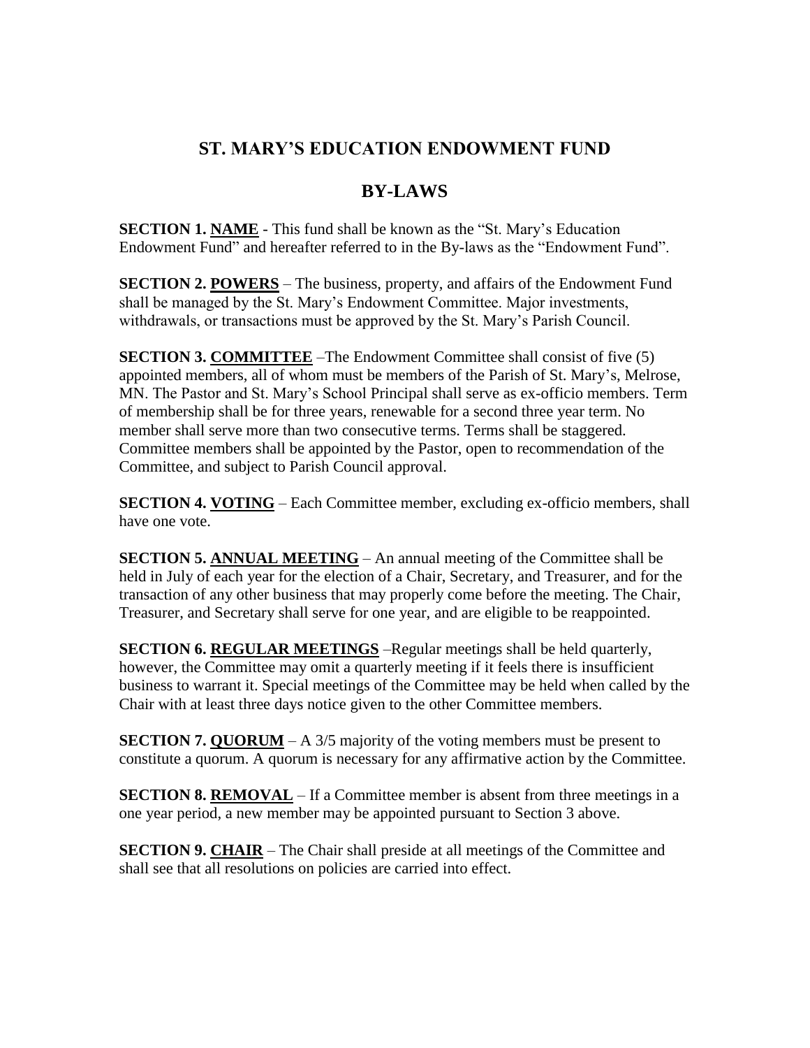# ST. MARY'S EDUCATION ENDOWMENT FUND

## BY-LAWS

**SECTION 1. NAME** - This fund shall be known as the "St. Mary's Education Endowment Fund" and hereafter referred to in the By-laws as the "Endowment Fund".

**SECTION 2. POWERS** – The business, property, and affairs of the Endowment Fund shall be managed by the St. Mary's Endowment Committee. Major investments, withdrawals, or transactions must be approved by the St. Mary's Parish Council.

**SECTION 3. COMMITTEE** –The Endowment Committee shall consist of five (5) appointed members, all of whom must be members of the Parish of St. Mary's, Melrose, MN. The Pastor and St. Mary's School Principal shall serve as ex-officio members. Term of membership shall be for three years, renewable for a second three year term. No member shall serve more than two consecutive terms. Terms shall be staggered. Committee members shall be appointed by the Pastor, open to recommendation of the Committee, and subject to Parish Council approval.

**SECTION 4. VOTING** – Each Committee member, excluding ex-officio members, shall have one vote.

**SECTION 5. ANNUAL MEETING** – An annual meeting of the Committee shall be held in July of each year for the election of a Chair, Secretary, and Treasurer, and for the transaction of any other business that may properly come before the meeting. The Chair, Treasurer, and Secretary shall serve for one year, and are eligible to be reappointed.

**SECTION 6. REGULAR MEETINGS** –Regular meetings shall be held quarterly, however, the Committee may omit a quarterly meeting if it feels there is insufficient business to warrant it. Special meetings of the Committee may be held when called by the Chair with at least three days notice given to the other Committee members.

**SECTION 7. QUORUM** – A 3/5 majority of the voting members must be present to constitute a quorum. A quorum is necessary for any affirmative action by the Committee.

**SECTION 8. REMOVAL** – If a Committee member is absent from three meetings in a one year period, a new member may be appointed pursuant to Section 3 above.

**SECTION 9. CHAIR** – The Chair shall preside at all meetings of the Committee and shall see that all resolutions on policies are carried into effect.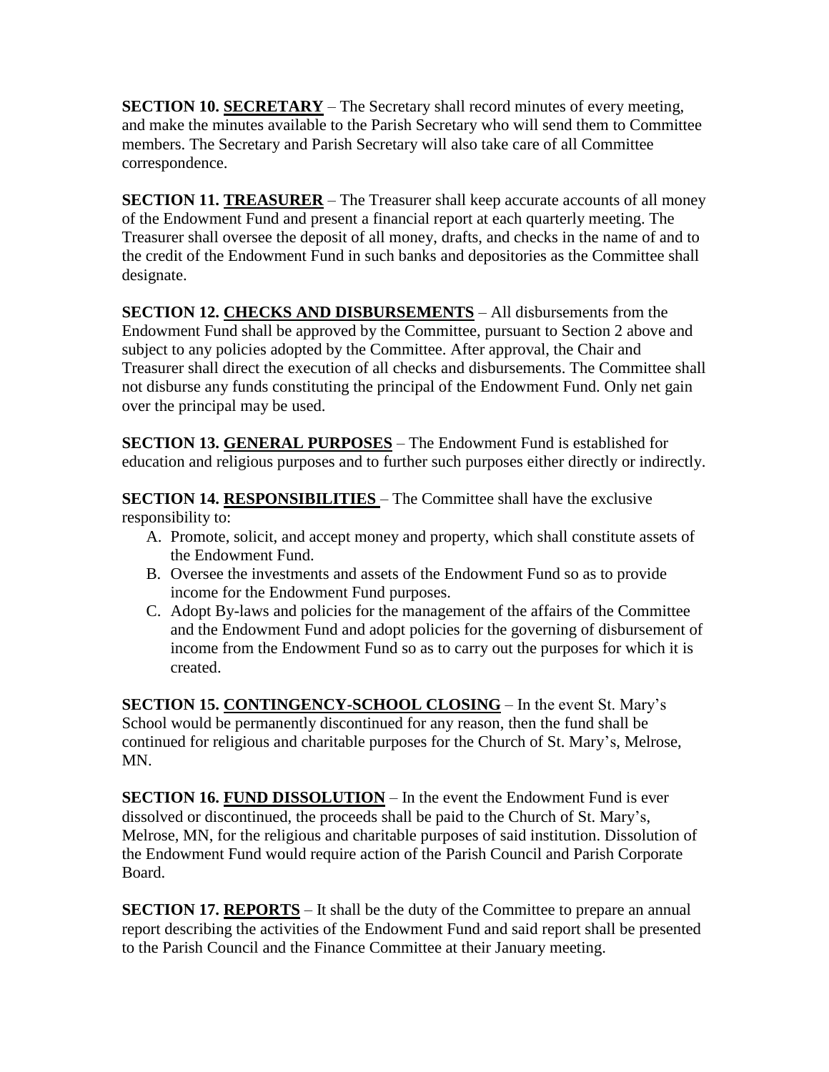**SECTION 10. <u>SECRETARY</u>** – The Secretary shall record minutes of every meeting, and make the minutes available to the Parish Secretary who will send them to Committee members. The Secretary and Parish Secretary will also take care of all Committee correspondence.

**SECTION 11. <u>TREASURER</u>** – The Treasurer shall keep accurate accounts of all money of the Endowment Fund and present a financial report at each quarterly meeting. The Treasurer shall oversee the deposit of all money, drafts, and checks in the name of and to the credit of the Endowment Fund in such banks and depositories as the Committee shall designate.

**SECTION 12. <u>CHECKS AND DISBURSEMENTS</u>** – All disbursements from the Endowment Fund shall be approved by the Committee, pursuant to Section 2 above and subject to any policies adopted by the Committee. After approval, the Chair and Treasurer shall direct the execution of all checks and disbursements. The Committee shall not disburse any funds constituting the principal of the Endowment Fund. Only net gain over the principal may be used.

**SECTION 13. <u>GENERAL PURPOSES</u>** – The Endowment Fund is established for education and religious purposes and to further such purposes either directly or indirectly.

**SECTION 14. <u>RESPONSIBILITIES</u>** – The Committee shall have the exclusive responsibility to:

A. Promote, solicit, and accept money and property, which shall constitute assets of the Endowment Fund.
B. Oversee the investments and assets of the Endowment Fund so as to provide income for the Endowment Fund purposes.
C. Adopt By-laws and policies for the management of the affairs of the Committee and the Endowment Fund and adopt policies for the governing of disbursement of income from the Endowment Fund so as to carry out the purposes for which it is created.

**SECTION 15. <u>CONTINGENCY-SCHOOL CLOSING</u>** – In the event St. Mary's School would be permanently discontinued for any reason, then the fund shall be continued for religious and charitable purposes for the Church of St. Mary's, Melrose, MN.

**SECTION 16. <u>FUND DISSOLUTION</u>** – In the event the Endowment Fund is ever dissolved or discontinued, the proceeds shall be paid to the Church of St. Mary's, Melrose, MN, for the religious and charitable purposes of said institution. Dissolution of the Endowment Fund would require action of the Parish Council and Parish Corporate Board.

**SECTION 17. <u>REPORTS</u>** – It shall be the duty of the Committee to prepare an annual report describing the activities of the Endowment Fund and said report shall be presented to the Parish Council and the Finance Committee at their January meeting.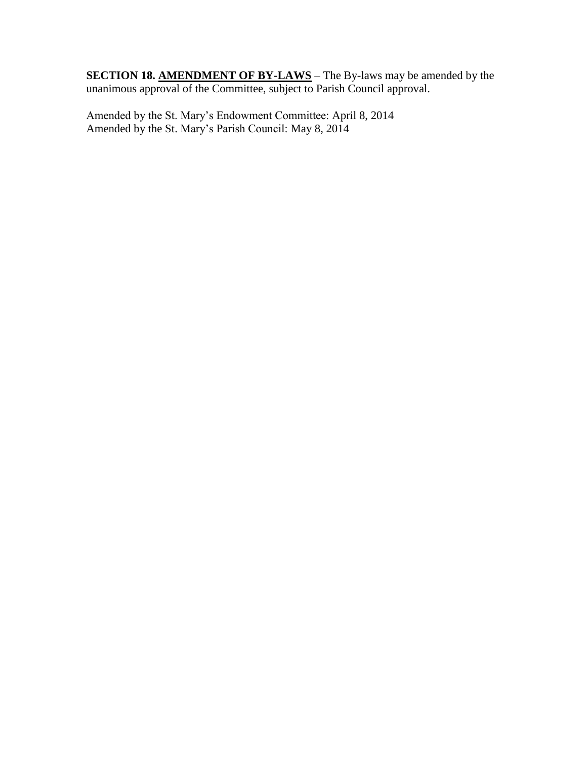**SECTION 18. <u>AMENDMENT OF BY-LAWS</u>** – The By-laws may be amended by the unanimous approval of the Committee, subject to Parish Council approval.

Amended by the St. Mary's Endowment Committee: April 8, 2014
Amended by the St. Mary's Parish Council: May 8, 2014